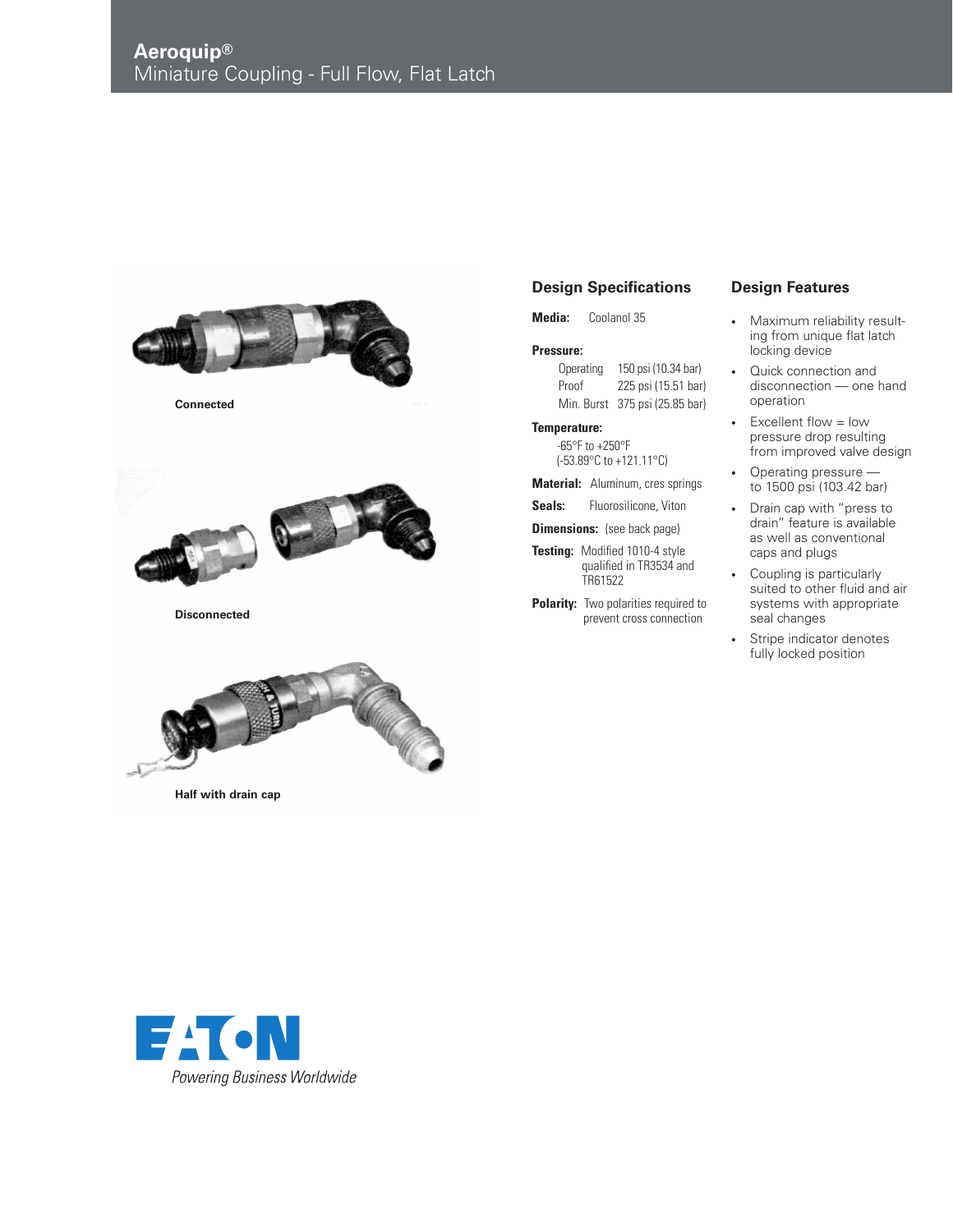# Aeroquip®

## Miniature Coupling - Full Flow, Flat Latch

Connected

Disconnected

Half with drain cap

## Design Specifications

**Media:** Coolanol 35

**Pressure:**

| | |
|---|---|
| Operating | 150 psi (10.34 bar) |
| Proof | 225 psi (15.51 bar) |
| Min. Burst | 375 psi (25.85 bar) |

**Temperature:**
-65°F to +250°F
(-53.89°C to +121.11°C)

**Material:** Aluminum, cres springs

**Seals:** Fluorosilicone, Viton

**Dimensions:** (see back page)

**Testing:** Modified 1010-4 style qualified in TR3534 and TR61522

**Polarity:** Two polarities required to prevent cross connection

## Design Features

- Maximum reliability resulting from unique flat latch locking device
- Quick connection and disconnection — one hand operation
- Excellent flow = low pressure drop resulting from improved valve design
- Operating pressure — to 1500 psi (103.42 bar)
- Drain cap with "press to drain" feature is available as well as conventional caps and plugs
- Coupling is particularly suited to other fluid and air systems with appropriate seal changes
- Stripe indicator denotes fully locked position

EATON
Powering Business Worldwide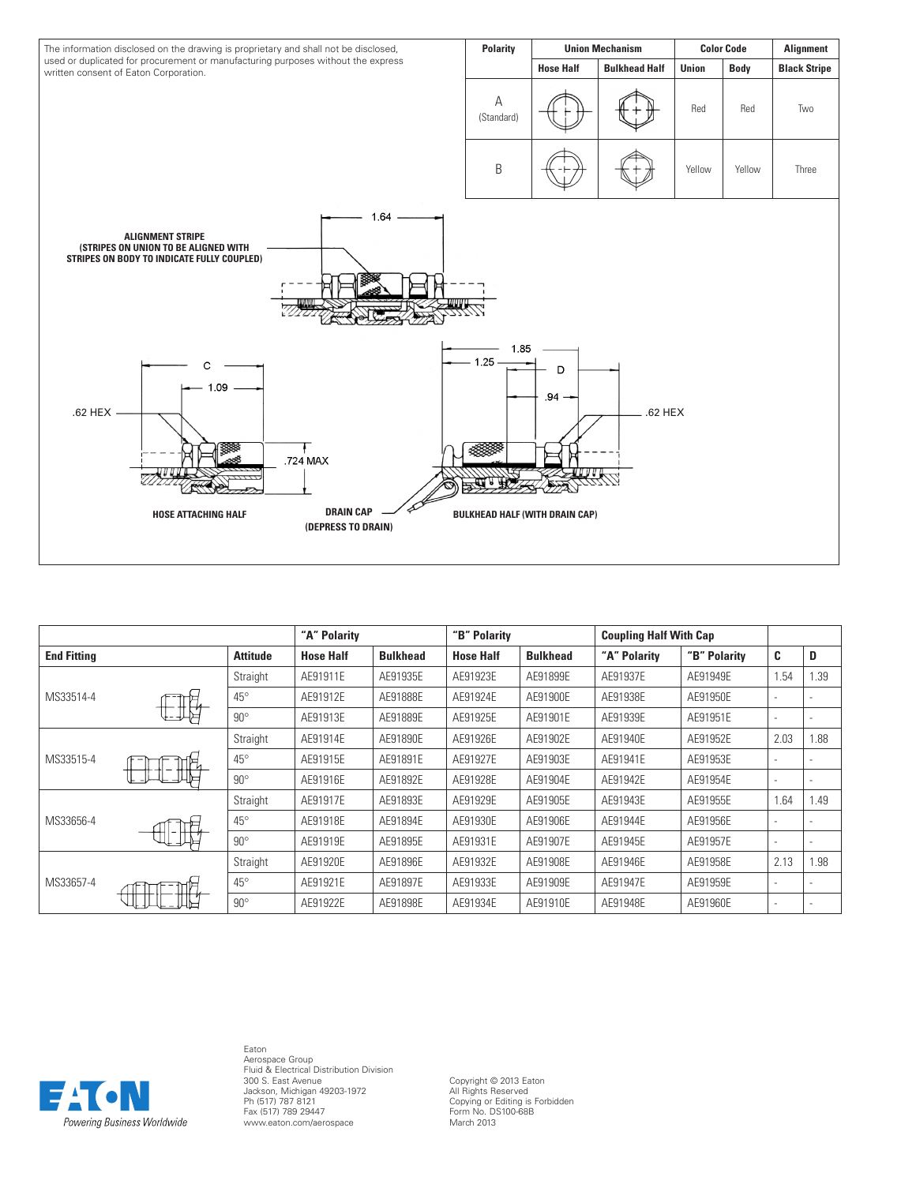The information disclosed on the drawing is proprietary and shall not be disclosed, used or duplicated for procurement or manufacturing purposes without the express written consent of Eaton Corporation.

| Polarity | Union Mechanism | | Color Code | | Alignment |
|---|---|---|---|---|---|
| | Hose Half | Bulkhead Half | Union | Body | Black Stripe |
| A (Standard) | | | Red | Red | Two |
| B | | | Yellow | Yellow | Three |

ALIGNMENT STRIPE (STRIPES ON UNION TO BE ALIGNED WITH STRIPES ON BODY TO INDICATE FULLY COUPLED)

1.64

C

1.09

.62 HEX

.724 MAX

HOSE ATTACHING HALF

DRAIN CAP (DEPRESS TO DRAIN)

1.85

1.25

D

.94

.62 HEX

BULKHEAD HALF (WITH DRAIN CAP)

| | | "A" Polarity | | "B" Polarity | | Coupling Half With Cap | | | |
|---|---|---|---|---|---|---|---|---|---|
| End Fitting | Attitude | Hose Half | Bulkhead | Hose Half | Bulkhead | "A" Polarity | "B" Polarity | C | D |
| MS33514-4 | Straight | AE91911E | AE91935E | AE91923E | AE91899E | AE91937E | AE91949E | 1.54 | 1.39 |
| | 45° | AE91912E | AE91888E | AE91924E | AE91900E | AE91938E | AE91950E | - | - |
| | 90° | AE91913E | AE91889E | AE91925E | AE91901E | AE91939E | AE91951E | - | - |
| MS33515-4 | Straight | AE91914E | AE91890E | AE91926E | AE91902E | AE91940E | AE91952E | 2.03 | 1.88 |
| | 45° | AE91915E | AE91891E | AE91927E | AE91903E | AE91941E | AE91953E | - | - |
| | 90° | AE91916E | AE91892E | AE91928E | AE91904E | AE91942E | AE91954E | - | - |
| MS33656-4 | Straight | AE91917E | AE91893E | AE91929E | AE91905E | AE91943E | AE91955E | 1.64 | 1.49 |
| | 45° | AE91918E | AE91894E | AE91930E | AE91906E | AE91944E | AE91956E | - | - |
| | 90° | AE91919E | AE91895E | AE91931E | AE91907E | AE91945E | AE91957E | - | - |
| MS33657-4 | Straight | AE91920E | AE91896E | AE91932E | AE91908E | AE91946E | AE91958E | 2.13 | 1.98 |
| | 45° | AE91921E | AE91897E | AE91933E | AE91909E | AE91947E | AE91959E | - | - |
| | 90° | AE91922E | AE91898E | AE91934E | AE91910E | AE91948E | AE91960E | - | - |

EATON
Powering Business Worldwide

Eaton
Aerospace Group
Fluid & Electrical Distribution Division
300 S. East Avenue
Jackson, Michigan 49203-1972
Ph (517) 787 8121
Fax (517) 789 29447
www.eaton.com/aerospace

Copyright © 2013 Eaton
All Rights Reserved
Copying or Editing is Forbidden
Form No. DS100-68B
March 2013